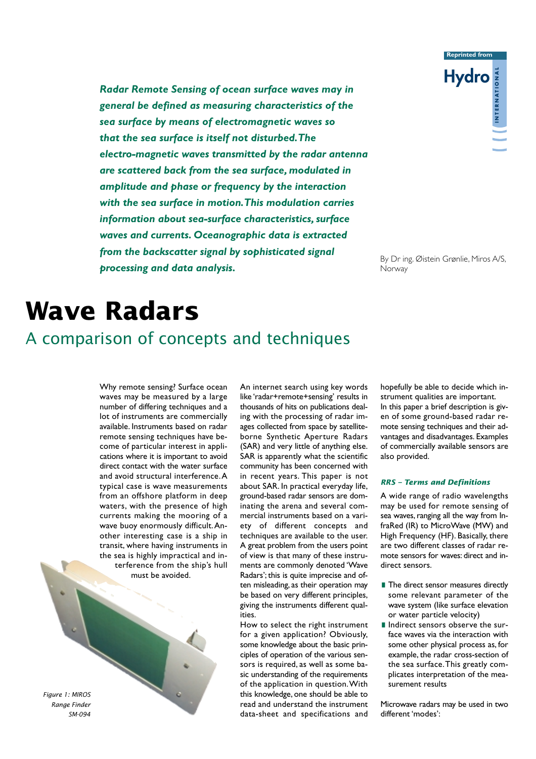*Reprinted from Hydro INTERNATIONAL*

***Radar Remote Sensing of ocean surface waves may in general be defined as measuring characteristics of the sea surface by means of electromagnetic waves so that the sea surface is itself not disturbed. The electro-magnetic waves transmitted by the radar antenna are scattered back from the sea surface, modulated in amplitude and phase or frequency by the interaction with the sea surface in motion. This modulation carries information about sea-surface characteristics, surface waves and currents. Oceanographic data is extracted from the backscatter signal by sophisticated signal processing and data analysis.***

By Dr ing. Øistein Grønlie, Miros A/S, Norway

# Wave Radars

## A comparison of concepts and techniques

Why remote sensing? Surface ocean waves may be measured by a large number of differing techniques and a lot of instruments are commercially available. Instruments based on radar remote sensing techniques have become of particular interest in applications where it is important to avoid direct contact with the water surface and avoid structural interference. A typical case is wave measurements from an offshore platform in deep waters, with the presence of high currents making the mooring of a wave buoy enormously difficult. Another interesting case is a ship in transit, where having instruments in the sea is highly impractical and interference from the ship's hull must be avoided.

*Figure 1: MIROS Range Finder SM-094*

An internet search using key words like 'radar+remote+sensing' results in thousands of hits on publications dealing with the processing of radar images collected from space by satellite-borne Synthetic Aperture Radars (SAR) and very little of anything else. SAR is apparently what the scientific community has been concerned with in recent years. This paper is not about SAR. In practical everyday life, ground-based radar sensors are dominating the arena and several commercial instruments based on a variety of different concepts and techniques are available to the user. A great problem from the users point of view is that many of these instruments are commonly denoted 'Wave Radars'; this is quite imprecise and often misleading, as their operation may be based on very different principles, giving the instruments different qualities.

How to select the right instrument for a given application? Obviously, some knowledge about the basic principles of operation of the various sensors is required, as well as some basic understanding of the requirements of the application in question. With this knowledge, one should be able to read and understand the instrument data-sheet and specifications and hopefully be able to decide which instrument qualities are important.

In this paper a brief description is given of some ground-based radar remote sensing techniques and their advantages and disadvantages. Examples of commercially available sensors are also provided.

### *RRS – Terms and Definitions*

A wide range of radio wavelengths may be used for remote sensing of sea waves, ranging all the way from InfraRed (IR) to MicroWave (MW) and High Frequency (HF). Basically, there are two different classes of radar remote sensors for waves: direct and indirect sensors.

- The direct sensor measures directly some relevant parameter of the wave system (like surface elevation or water particle velocity)
- Indirect sensors observe the surface waves via the interaction with some other physical process as, for example, the radar cross-section of the sea surface. This greatly complicates interpretation of the measurement results

Microwave radars may be used in two different 'modes':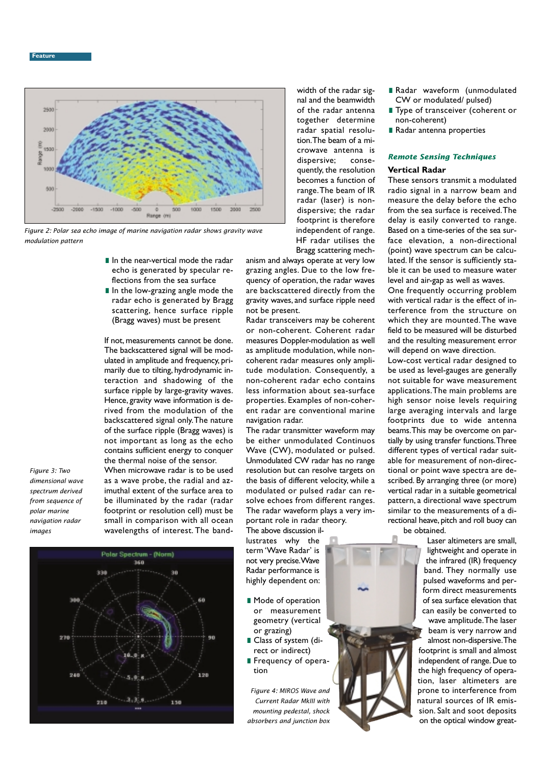*Figure 2: Polar sea echo image of marine navigation radar shows gravity wave modulation pattern*

- In the near-vertical mode the radar echo is generated by specular reflections from the sea surface
- In the low-grazing angle mode the radar echo is generated by Bragg scattering, hence surface ripple (Bragg waves) must be present

If not, measurements cannot be done. The backscattered signal will be modulated in amplitude and frequency, primarily due to tilting, hydrodynamic interaction and shadowing of the surface ripple by large-gravity waves. Hence, gravity wave information is derived from the modulation of the backscattered signal only. The nature of the surface ripple (Bragg waves) is not important as long as the echo contains sufficient energy to conquer the thermal noise of the sensor.

*Figure 3: Two dimensional wave spectrum derived from sequence of polar marine navigation radar images*

When microwave radar is to be used as a wave probe, the radial and azimuthal extent of the surface area to be illuminated by the radar (radar footprint or resolution cell) must be small in comparison with all ocean wavelengths of interest. The bandwidth of the radar signal and the beamwidth of the radar antenna together determine radar spatial resolution. The beam of a microwave antenna is dispersive; consequently, the resolution becomes a function of range. The beam of IR radar (laser) is non-dispersive; the radar footprint is therefore independent of range.

HF radar utilises the Bragg scattering mechanism and always operate at very low grazing angles. Due to the low frequency of operation, the radar waves are backscattered directly from the surface gravity waves, and surface ripple need not be present.

Radar transceivers may be coherent or non-coherent. Coherent radar measures Doppler-modulation as well as amplitude modulation, while non-coherent radar measures only amplitude modulation. Consequently, a non-coherent radar echo contains less information about sea-surface properties. Examples of non-coherent radar are conventional marine navigation radar.

The radar transmitter waveform may be either unmodulated Continuous Wave (CW), modulated or pulsed. Unmodulated CW radar has no range resolution but can resolve targets on the basis of different velocity, while a modulated or pulsed radar can resolve echoes from different ranges. The radar waveform plays a very important role in radar theory.

The above discussion illustrates why the term 'Wave Radar' is not very precise. Wave Radar performance is highly dependent on:

- Mode of operation or measurement geometry (vertical or grazing)
- Class of system (direct or indirect)
- Frequency of operation
- Radar waveform (unmodulated CW or modulated/ pulsed)
- Type of transceiver (coherent or non-coherent)
- Radar antenna properties

*Figure 4: MIROS Wave and Current Radar MkIII with mounting pedestal, shock absorbers and junction box*

## *Remote Sensing Techniques*

### Vertical Radar

These sensors transmit a modulated radio signal in a narrow beam and measure the delay before the echo from the sea surface is received. The delay is easily converted to range. Based on a time-series of the sea surface elevation, a non-directional (point) wave spectrum can be calculated. If the sensor is sufficiently stable it can be used to measure water level and air-gap as well as waves.

One frequently occurring problem with vertical radar is the effect of interference from the structure on which they are mounted. The wave field to be measured will be disturbed and the resulting measurement error will depend on wave direction.

Low-cost vertical radar designed to be used as level-gauges are generally not suitable for wave measurement applications. The main problems are high sensor noise levels requiring large averaging intervals and large footprints due to wide antenna beams. This may be overcome on partially by using transfer functions. Three different types of vertical radar suitable for measurement of non-directional or point wave spectra are described. By arranging three (or more) vertical radar in a suitable geometrical pattern, a directional wave spectrum similar to the measurements of a directional heave, pitch and roll buoy can be obtained.

Laser altimeters are small, lightweight and operate in the infrared (IR) frequency band. They normally use pulsed waveforms and perform direct measurements of sea surface elevation that can easily be converted to wave amplitude. The laser beam is very narrow and almost non-dispersive. The footprint is small and almost independent of range. Due to the high frequency of operation, laser altimeters are prone to interference from natural sources of IR emission. Salt and soot deposits on the optical window great-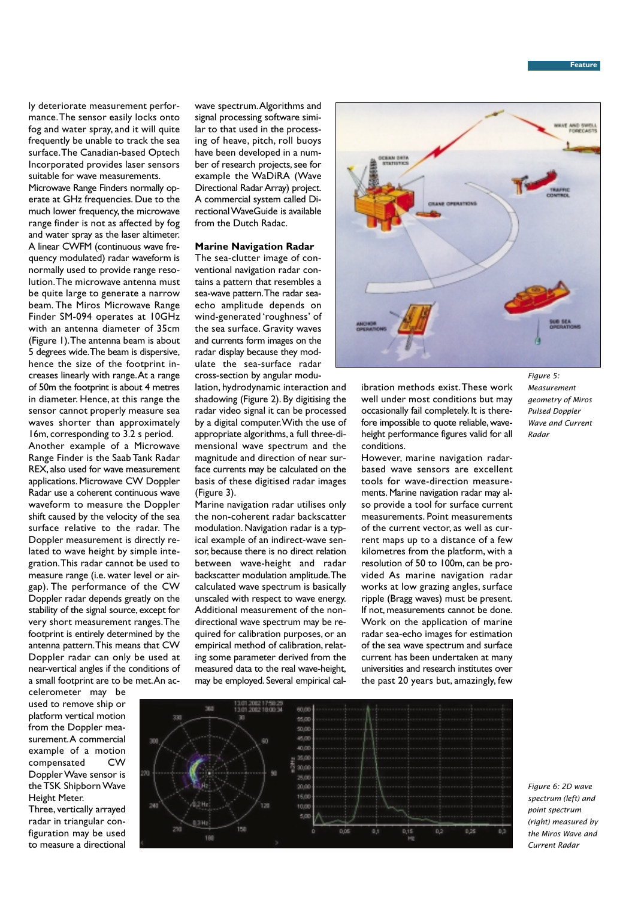ly deteriorate measurement performance. The sensor easily locks onto fog and water spray, and it will quite frequently be unable to track the sea surface. The Canadian-based Optech Incorporated provides laser sensors suitable for wave measurements.

Microwave Range Finders normally operate at GHz frequencies. Due to the much lower frequency, the microwave range finder is not as affected by fog and water spray as the laser altimeter. A linear CWFM (continuous wave frequency modulated) radar waveform is normally used to provide range resolution. The microwave antenna must be quite large to generate a narrow beam. The Miros Microwave Range Finder SM-094 operates at 10GHz with an antenna diameter of 35cm (Figure 1). The antenna beam is about 5 degrees wide. The beam is dispersive, hence the size of the footprint increases linearly with range. At a range of 50m the footprint is about 4 metres in diameter. Hence, at this range the sensor cannot properly measure sea waves shorter than approximately 16m, corresponding to 3.2 s period.

Another example of a Microwave Range Finder is the Saab Tank Radar REX, also used for wave measurement applications. Microwave CW Doppler Radar use a coherent continuous wave waveform to measure the Doppler shift caused by the velocity of the sea surface relative to the radar. The Doppler measurement is directly related to wave height by simple integration. This radar cannot be used to measure range (i.e. water level or airgap). The performance of the CW Doppler radar depends greatly on the stability of the signal source, except for very short measurement ranges. The footprint is entirely determined by the antenna pattern. This means that CW Doppler radar can only be used at near-vertical angles if the conditions of a small footprint are to be met. An accelerometer may be used to remove ship or platform vertical motion from the Doppler measurement. A commercial example of a motion compensated CW Doppler Wave sensor is the TSK Shipborn Wave Height Meter.

Three, vertically arrayed radar in triangular configuration may be used to measure a directional wave spectrum. Algorithms and signal processing software similar to that used in the processing of heave, pitch, roll buoys have been developed in a number of research projects, see for example the WaDiRA (Wave Directional Radar Array) project. A commercial system called Directional WaveGuide is available from the Dutch Radac.

### Marine Navigation Radar

The sea-clutter image of conventional navigation radar contains a pattern that resembles a sea-wave pattern. The radar sea-echo amplitude depends on wind-generated 'roughness' of the sea surface. Gravity waves and currents form images on the radar display because they modulate the sea-surface radar cross-section by angular modulation, hydrodynamic interaction and shadowing (Figure 2). By digitising the radar video signal it can be processed by a digital computer. With the use of appropriate algorithms, a full three-dimensional wave spectrum and the magnitude and direction of near surface currents may be calculated on the basis of these digitised radar images (Figure 3).

Marine navigation radar utilises only the non-coherent radar backscatter modulation. Navigation radar is a typical example of an indirect-wave sensor, because there is no direct relation between wave-height and radar backscatter modulation amplitude. The calculated wave spectrum is basically unscaled with respect to wave energy. Additional measurement of the non-directional wave spectrum may be required for calibration purposes, or an empirical method of calibration, relating some parameter derived from the measured data to the real wave-height, may be employed. Several empirical calibration methods exist. These work well under most conditions but may occasionally fail completely. It is therefore impossible to quote reliable, wave-height performance figures valid for all conditions.

However, marine navigation radar-based wave sensors are excellent tools for wave-direction measurements. Marine navigation radar may also provide a tool for surface current measurements. Point measurements of the current vector, as well as current maps up to a distance of a few kilometres from the platform, with a resolution of 50 to 100m, can be provided As marine navigation radar works at low grazing angles, surface ripple (Bragg waves) must be present. If not, measurements cannot be done. Work on the application of marine radar sea-echo images for estimation of the sea wave spectrum and surface current has been undertaken at many universities and research institutes over the past 20 years but, amazingly, few

*Figure 5: Measurement geometry of Miros Pulsed Doppler Wave and Current Radar*

*Figure 6: 2D wave spectrum (left) and point spectrum (right) measured by the Miros Wave and Current Radar*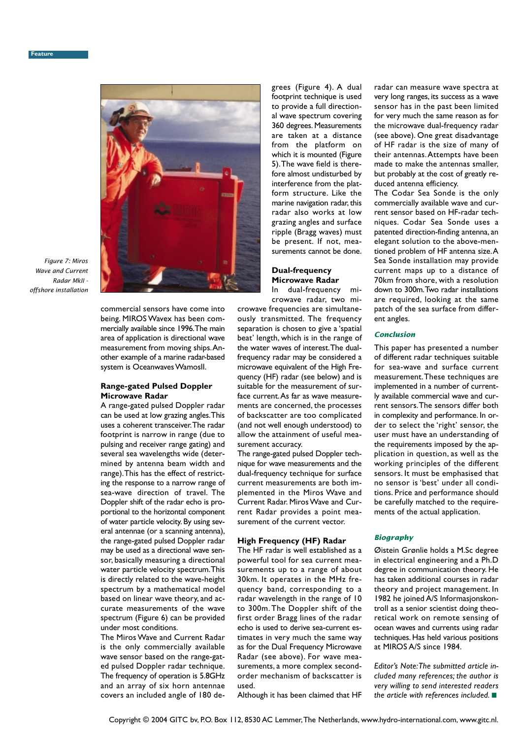Figure 7: Miros Wave and Current Radar MkII - offshore installation

commercial sensors have come into being. MIROS Wavex has been commercially available since 1996. The main area of application is directional wave measurement from moving ships. Another example of a marine radar-based system is Oceanwaves WamosII.

## Range-gated Pulsed Doppler Microwave Radar

A range-gated pulsed Doppler radar can be used at low grazing angles. This uses a coherent transceiver. The radar footprint is narrow in range (due to pulsing and receiver range gating) and several sea wavelengths wide (determined by antenna beam width and range). This has the effect of restricting the response to a narrow range of sea-wave direction of travel. The Doppler shift of the radar echo is proportional to the horizontal component of water particle velocity. By using several antennae (or a scanning antenna), the range-gated pulsed Doppler radar may be used as a directional wave sensor, basically measuring a directional water particle velocity spectrum. This is directly related to the wave-height spectrum by a mathematical model based on linear wave theory, and accurate measurements of the wave spectrum (Figure 6) can be provided under most conditions.

The Miros Wave and Current Radar is the only commercially available wave sensor based on the range-gated pulsed Doppler radar technique. The frequency of operation is 5.8GHz and an array of six horn antennae covers an included angle of 180 degrees (Figure 4). A dual footprint technique is used to provide a full directional wave spectrum covering 360 degrees. Measurements are taken at a distance from the platform on which it is mounted (Figure 5). The wave field is therefore almost undisturbed by interference from the platform structure. Like the marine navigation radar, this radar also works at low grazing angles and surface ripple (Bragg waves) must be present. If not, measurements cannot be done.

## Dual-frequency Microwave Radar

In dual-frequency microwave radar, two microwave frequencies are simultaneously transmitted. The frequency separation is chosen to give a 'spatial beat' length, which is in the range of the water waves of interest. The dual-frequency radar may be considered a microwave equivalent of the High Frequency (HF) radar (see below) and is suitable for the measurement of surface current. As far as wave measurements are concerned, the processes of backscatter are too complicated (and not well enough understood) to allow the attainment of useful measurement accuracy.

The range-gated pulsed Doppler technique for wave measurements and the dual-frequency technique for surface current measurements are both implemented in the Miros Wave and Current Radar. Miros Wave and Current Radar provides a point measurement of the current vector.

## High Frequency (HF) Radar

The HF radar is well established as a powerful tool for sea current measurements up to a range of about 30km. It operates in the MHz frequency band, corresponding to a radar wavelength in the range of 10 to 300m. The Doppler shift of the first order Bragg lines of the radar echo is used to derive sea-current estimates in very much the same way as for the Dual Frequency Microwave Radar (see above). For wave measurements, a more complex second-order mechanism of backscatter is used.

Although it has been claimed that HF radar can measure wave spectra at very long ranges, its success as a wave sensor has in the past been limited for very much the same reason as for the microwave dual-frequency radar (see above). One great disadvantage of HF radar is the size of many of their antennas. Attempts have been made to make the antennas smaller, but probably at the cost of greatly reduced antenna efficiency.

The Codar Sea Sonde is the only commercially available wave and current sensor based on HF-radar techniques. Codar Sea Sonde uses a patented direction-finding antenna, an elegant solution to the above-mentioned problem of HF antenna size. A Sea Sonde installation may provide current maps up to a distance of 70km from shore, with a resolution down to 300m. Two radar installations are required, looking at the same patch of the sea surface from different angles.

## *Conclusion*

This paper has presented a number of different radar techniques suitable for sea-wave and surface current measurement. These techniques are implemented in a number of currently available commercial wave and current sensors. The sensors differ both in complexity and performance. In order to select the 'right' sensor, the user must have an understanding of the requirements imposed by the application in question, as well as the working principles of the different sensors. It must be emphasised that no sensor is 'best' under all conditions. Price and performance should be carefully matched to the requirements of the actual application.

## *Biography*

Øistein Grønlie holds a M.Sc degree in electrical engineering and a Ph.D degree in communication theory. He has taken additional courses in radar theory and project management. In 1982 he joined A/S Informasjonskontroll as a senior scientist doing theoretical work on remote sensing of ocean waves and currents using radar techniques. Has held various positions at MIROS A/S since 1984.

*Editor's Note: The submitted article included many references; the author is very willing to send interested readers the article with references included.* ■

Copyright © 2004 GITC bv, P.O. Box 112, 8530 AC Lemmer, The Netherlands, www.hydro-international.com, www.gitc.nl.